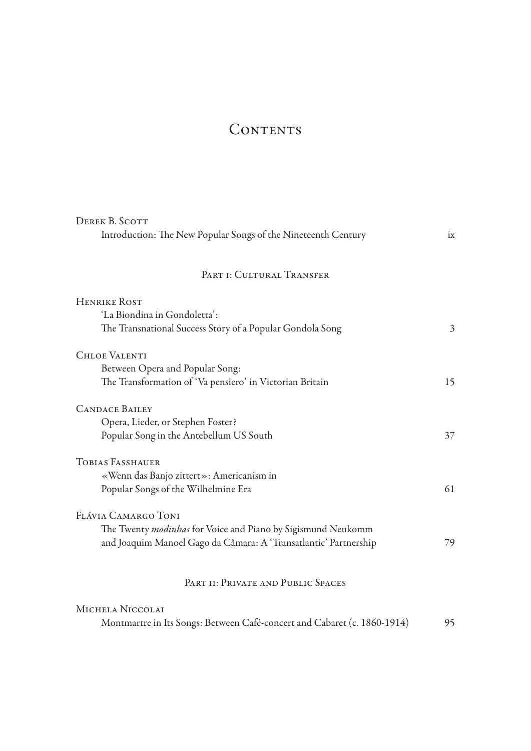# Contents

Derek B. Scott
Introduction: The New Popular Songs of the Nineteenth Century ix

## Part i: Cultural Transfer

Henrike Rost
'La Biondina in Gondoletta':
The Transnational Success Story of a Popular Gondola Song 3

Chloe Valenti
Between Opera and Popular Song:
The Transformation of 'Va pensiero' in Victorian Britain 15

Candace Bailey
Opera, Lieder, or Stephen Foster?
Popular Song in the Antebellum US South 37

Tobias Fasshauer
«Wenn das Banjo zittert»: Americanism in
Popular Songs of the Wilhelmine Era 61

Flávia Camargo Toni
The Twenty *modinhas* for Voice and Piano by Sigismund Neukomm
and Joaquim Manoel Gago da Câmara: A 'Transatlantic' Partnership 79

## Part ii: Private and Public Spaces

Michela Niccolai
Montmartre in Its Songs: Between Café-concert and Cabaret (c. 1860-1914) 95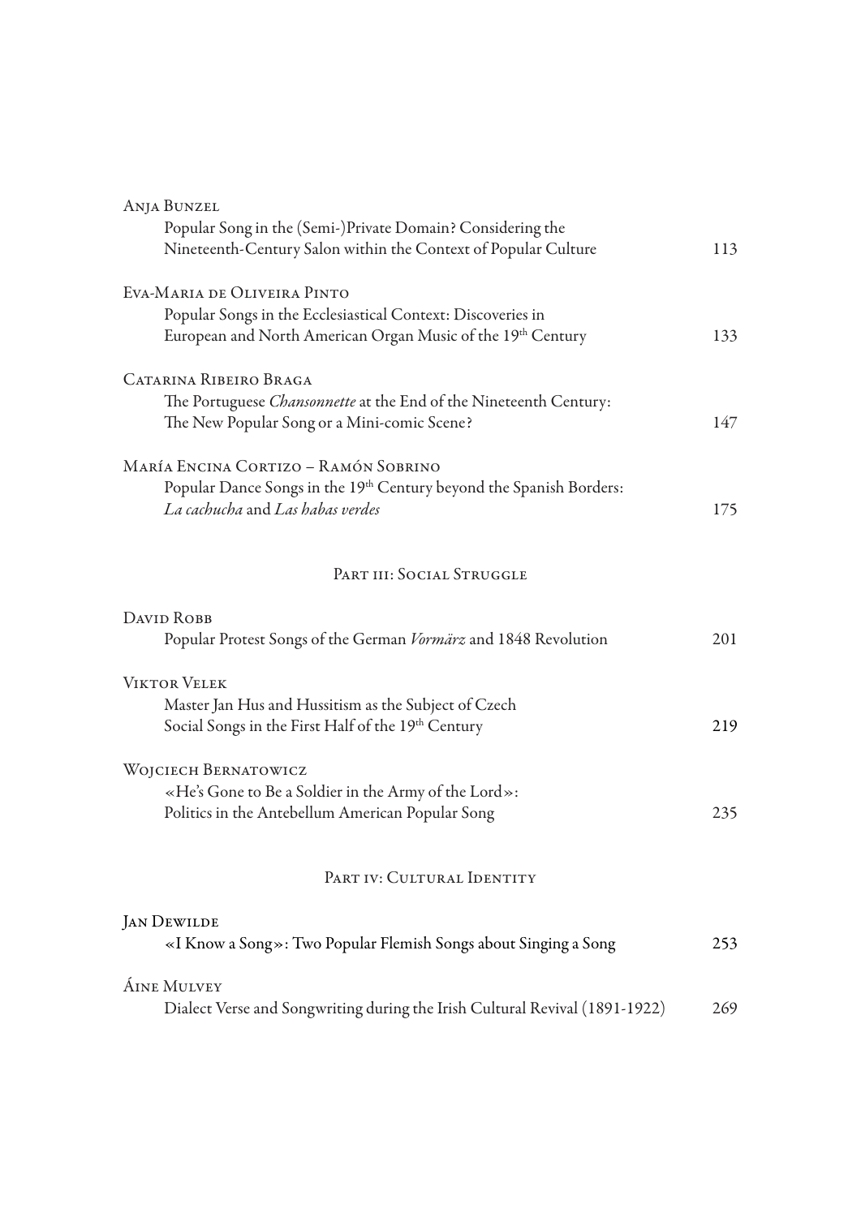Anja Bunzel
Popular Song in the (Semi-)Private Domain? Considering the Nineteenth-Century Salon within the Context of Popular Culture 113

Eva-Maria de Oliveira Pinto
Popular Songs in the Ecclesiastical Context: Discoveries in European and North American Organ Music of the 19th Century 133

Catarina Ribeiro Braga
The Portuguese *Chansonnette* at the End of the Nineteenth Century: The New Popular Song or a Mini-comic Scene? 147

María Encina Cortizo – Ramón Sobrino
Popular Dance Songs in the 19th Century beyond the Spanish Borders: *La cachucha* and *Las habas verdes* 175

## Part iii: Social Struggle

David Robb
Popular Protest Songs of the German *Vormärz* and 1848 Revolution 201

Viktor Velek
Master Jan Hus and Hussitism as the Subject of Czech Social Songs in the First Half of the 19th Century 219

Wojciech Bernatowicz
«He's Gone to Be a Soldier in the Army of the Lord»: Politics in the Antebellum American Popular Song 235

## Part iv: Cultural Identity

Jan Dewilde
«I Know a Song»: Two Popular Flemish Songs about Singing a Song 253

Áine Mulvey
Dialect Verse and Songwriting during the Irish Cultural Revival (1891-1922) 269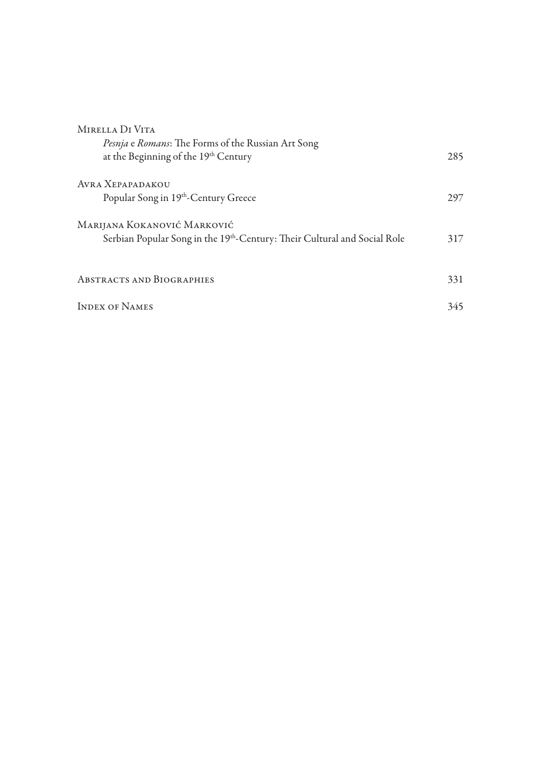Mirella Di Vita
*Pesnja* e *Romans*: The Forms of the Russian Art Song at the Beginning of the 19th Century 285

Avra Xepapadakou
Popular Song in 19th-Century Greece 297

Marijana Kokanović Marković
Serbian Popular Song in the 19th-Century: Their Cultural and Social Role 317

Abstracts and Biographies 331

Index of Names 345